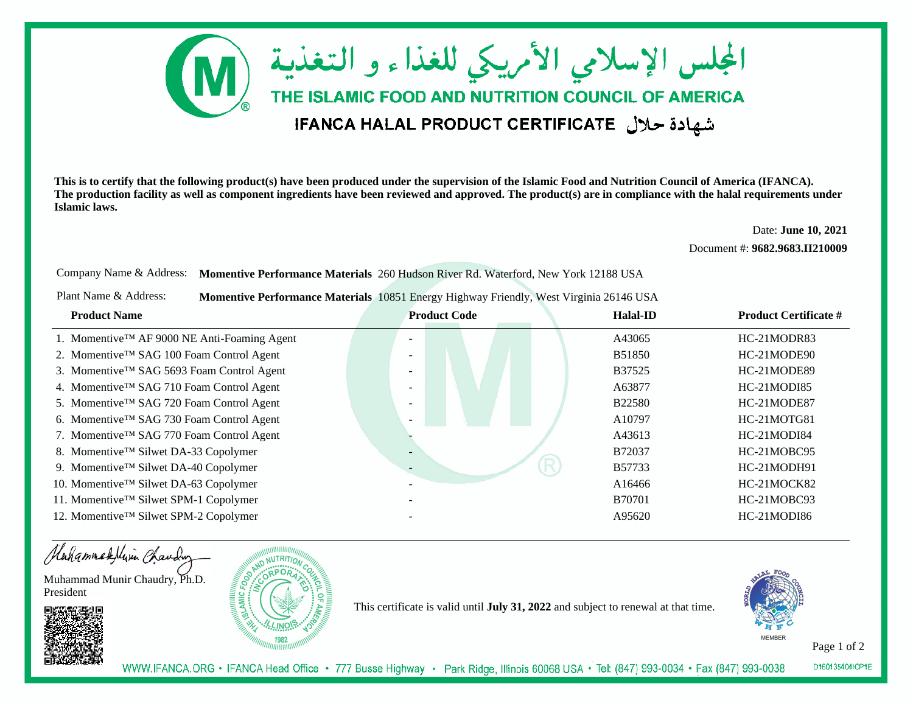# المجلس الإسلامي الأمريكي للغذاء و التغذية

## THE ISLAMIC FOOD AND NUTRITION COUNCIL OF AMERICA

### IFANCA HALAL PRODUCT CERTIFICATE شهادة حلال

**This is to certify that the following product(s) have been produced under the supervision of the Islamic Food and Nutrition Council of America (IFANCA). The production facility as well as component ingredients have been reviewed and approved. The product(s) are in compliance with the halal requirements under Islamic laws.**

Date: **June 10, 2021**

Document #: **9682.9683.II210009**

Company Name & Address: **Momentive Performance Materials** 260 Hudson River Rd. Waterford, New York 12188 USA

Plant Name & Address: **Momentive Performance Materials** 10851 Energy Highway Friendly, West Virginia 26146 USA

| Product Name | Product Code | Halal-ID | Product Certificate # |
|---|---|---|---|
| 1. Momentive™ AF 9000 NE Anti-Foaming Agent | - | A43065 | HC-21MODR83 |
| 2. Momentive™ SAG 100 Foam Control Agent | - | B51850 | HC-21MODE90 |
| 3. Momentive™ SAG 5693 Foam Control Agent | - | B37525 | HC-21MODE89 |
| 4. Momentive™ SAG 710 Foam Control Agent | - | A63877 | HC-21MODI85 |
| 5. Momentive™ SAG 720 Foam Control Agent | - | B22580 | HC-21MODE87 |
| 6. Momentive™ SAG 730 Foam Control Agent | - | A10797 | HC-21MOTG81 |
| 7. Momentive™ SAG 770 Foam Control Agent | - | A43613 | HC-21MODI84 |
| 8. Momentive™ Silwet DA-33 Copolymer | - | B72037 | HC-21MOBC95 |
| 9. Momentive™ Silwet DA-40 Copolymer | - | B57733 | HC-21MODH91 |
| 10. Momentive™ Silwet DA-63 Copolymer | - | A16466 | HC-21MOCK82 |
| 11. Momentive™ Silwet SPM-1 Copolymer | - | B70701 | HC-21MOBC93 |
| 12. Momentive™ Silwet SPM-2 Copolymer | - | A95620 | HC-21MODI86 |

Muhammad Munir Chaudry, Ph.D.
President

This certificate is valid until **July 31, 2022** and subject to renewal at that time.

WWW.IFANCA.ORG • IFANCA Head Office • 777 Busse Highway • Park Ridge, Illinois 60068 USA • Tel: (847) 993-0034 • Fax (847) 993-0038

D160135404ICP1E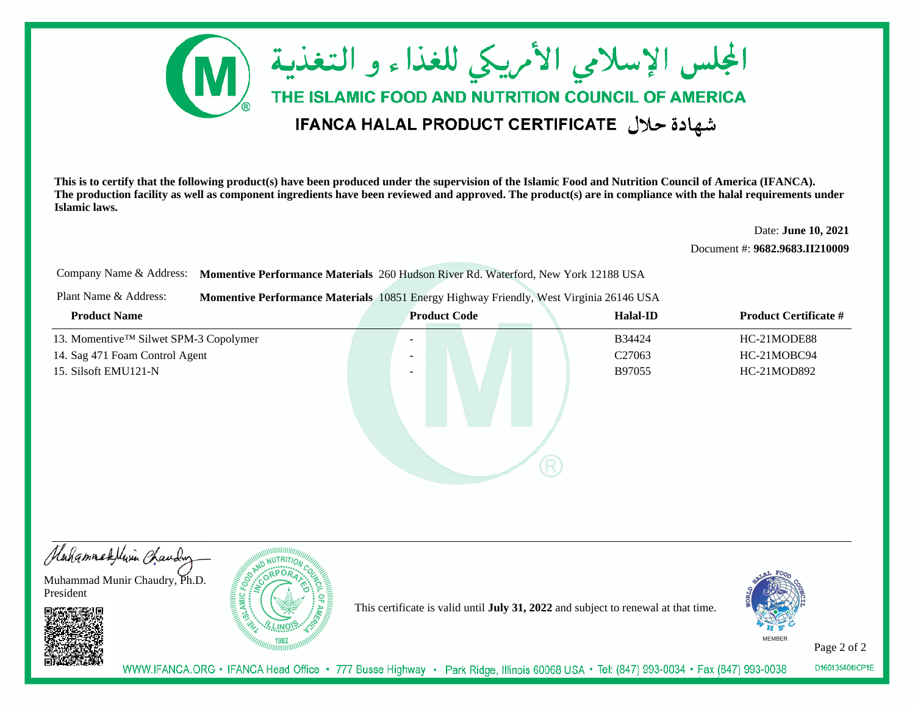# المجلس الإسلامي الأمريكي للغذاء و التغذية

## THE ISLAMIC FOOD AND NUTRITION COUNCIL OF AMERICA

## IFANCA HALAL PRODUCT CERTIFICATE شهادة حلال

**This is to certify that the following product(s) have been produced under the supervision of the Islamic Food and Nutrition Council of America (IFANCA). The production facility as well as component ingredients have been reviewed and approved. The product(s) are in compliance with the halal requirements under Islamic laws.**

Date: **June 10, 2021**

Document #: **9682.9683.II210009**

Company Name & Address: **Momentive Performance Materials** 260 Hudson River Rd. Waterford, New York 12188 USA

Plant Name & Address: **Momentive Performance Materials** 10851 Energy Highway Friendly, West Virginia 26146 USA

| Product Name | Product Code | Halal-ID | Product Certificate # |
|---|---|---|---|
| 13. Momentive™ Silwet SPM-3 Copolymer | - | B34424 | HC-21MODE88 |
| 14. Sag 471 Foam Control Agent | - | C27063 | HC-21MOBC94 |
| 15. Silsoft EMU121-N | - | B97055 | HC-21MOD892 |

Muhammad Munir Chaudry, Ph.D.
President

THE ISLAMIC FOOD AND NUTRITION COUNCIL OF AMERICA INCORPORATED ILLINOIS 1982

This certificate is valid until **July 31, 2022** and subject to renewal at that time.

WORLD HALAL FOOD COUNCIL WHFC MEMBER

WWW.IFANCA.ORG • IFANCA Head Office • 777 Busse Highway • Park Ridge, Illinois 60068 USA • Tel: (847) 993-0034 • Fax (847) 993-0038

D160135404ICP1E